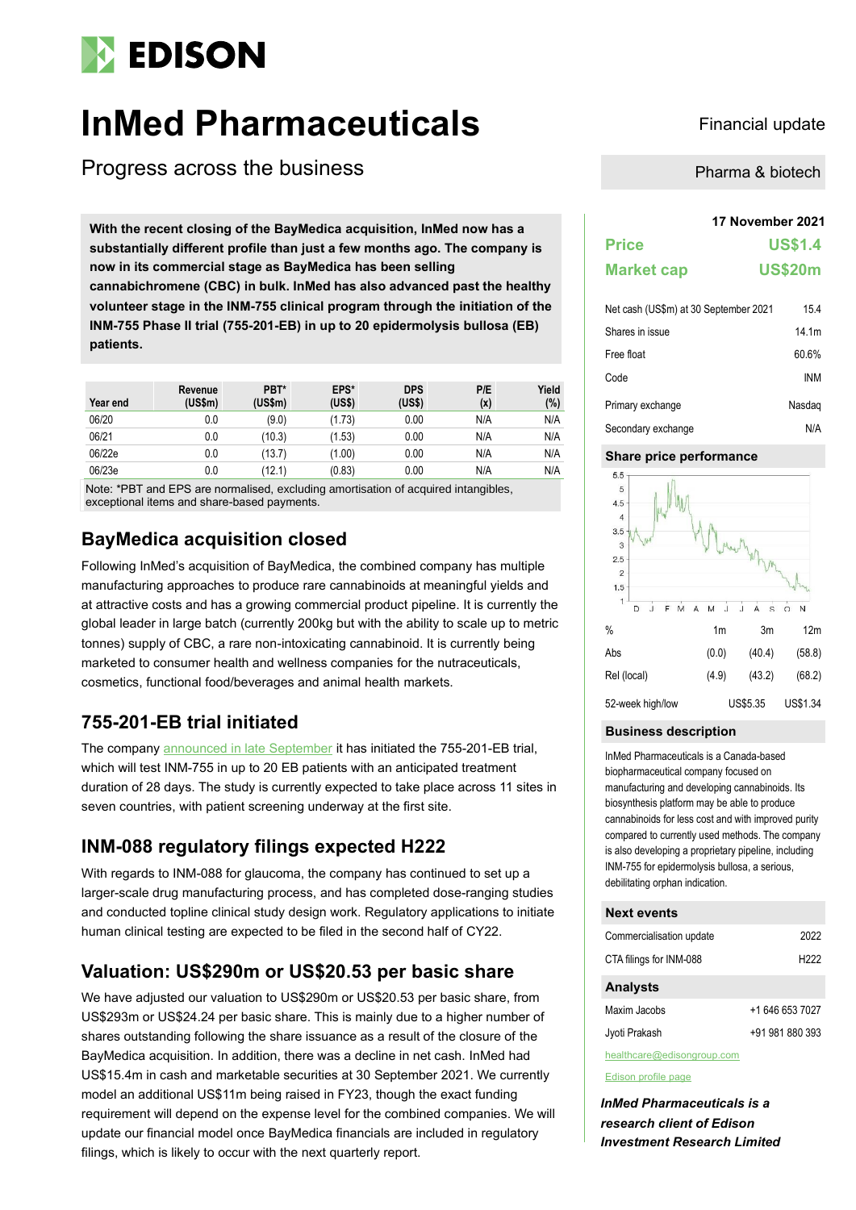# InMed Pharmaceuticals

Financial update

## Progress across the business

Pharma & biotech

**With the recent closing of the BayMedica acquisition, InMed now has a substantially different profile than just a few months ago. The company is now in its commercial stage as BayMedica has been selling cannabichromene (CBC) in bulk. InMed has also advanced past the healthy volunteer stage in the INM-755 clinical program through the initiation of the INM-755 Phase II trial (755-201-EB) in up to 20 epidermolysis bullosa (EB) patients.**

| Year end | Revenue (US$m) | PBT* (US$m) | EPS* (US$) | DPS (US$) | P/E (x) | Yield (%) |
|---|---|---|---|---|---|---|
| 06/20 | 0.0 | (9.0) | (1.73) | 0.00 | N/A | N/A |
| 06/21 | 0.0 | (10.3) | (1.53) | 0.00 | N/A | N/A |
| 06/22e | 0.0 | (13.7) | (1.00) | 0.00 | N/A | N/A |
| 06/23e | 0.0 | (12.1) | (0.83) | 0.00 | N/A | N/A |

Note: *PBT and EPS are normalised, excluding amortisation of acquired intangibles, exceptional items and share-based payments.

## BayMedica acquisition closed

Following InMed's acquisition of BayMedica, the combined company has multiple manufacturing approaches to produce rare cannabinoids at meaningful yields and at attractive costs and has a growing commercial product pipeline. It is currently the global leader in large batch (currently 200kg but with the ability to scale up to metric tonnes) supply of CBC, a rare non-intoxicating cannabinoid. It is currently being marketed to consumer health and wellness companies for the nutraceuticals, cosmetics, functional food/beverages and animal health markets.

## 755-201-EB trial initiated

The company announced in late September it has initiated the 755-201-EB trial, which will test INM-755 in up to 20 EB patients with an anticipated treatment duration of 28 days. The study is currently expected to take place across 11 sites in seven countries, with patient screening underway at the first site.

## INM-088 regulatory filings expected H222

With regards to INM-088 for glaucoma, the company has continued to set up a larger-scale drug manufacturing process, and has completed dose-ranging studies and conducted topline clinical study design work. Regulatory applications to initiate human clinical testing are expected to be filed in the second half of CY22.

## Valuation: US$290m or US$20.53 per basic share

We have adjusted our valuation to US$290m or US$20.53 per basic share, from US$293m or US$24.24 per basic share. This is mainly due to a higher number of shares outstanding following the share issuance as a result of the closure of the BayMedica acquisition. In addition, there was a decline in net cash. InMed had US$15.4m in cash and marketable securities at 30 September 2021. We currently model an additional US$11m being raised in FY23, though the exact funding requirement will depend on the expense level for the combined companies. We will update our financial model once BayMedica financials are included in regulatory filings, which is likely to occur with the next quarterly report.

**17 November 2021**

| | |
|---|---|
| **Price** | **US$1.4** |
| **Market cap** | **US$20m** |

| | |
|---|---|
| Net cash (US$m) at 30 September 2021 | 15.4 |
| Shares in issue | 14.1m |
| Free float | 60.6% |
| Code | INM |
| Primary exchange | Nasdaq |
| Secondary exchange | N/A |

### Share price performance

| % | 1m | 3m | 12m |
|---|---|---|---|
| Abs | (0.0) | (40.4) | (58.8) |
| Rel (local) | (4.9) | (43.2) | (68.2) |
| 52-week high/low | | US$5.35 | US$1.34 |

### Business description

InMed Pharmaceuticals is a Canada-based biopharmaceutical company focused on manufacturing and developing cannabinoids. Its biosynthesis platform may be able to produce cannabinoids for less cost and with improved purity compared to currently used methods. The company is also developing a proprietary pipeline, including INM-755 for epidermolysis bullosa, a serious, debilitating orphan indication.

### Next events

| | |
|---|---|
| Commercialisation update | 2022 |
| CTA filings for INM-088 | H222 |

### Analysts

| | |
|---|---|
| Maxim Jacobs | +1 646 653 7027 |
| Jyoti Prakash | +91 981 880 393 |

healthcare@edisongroup.com

Edison profile page

***InMed Pharmaceuticals is a research client of Edison Investment Research Limited***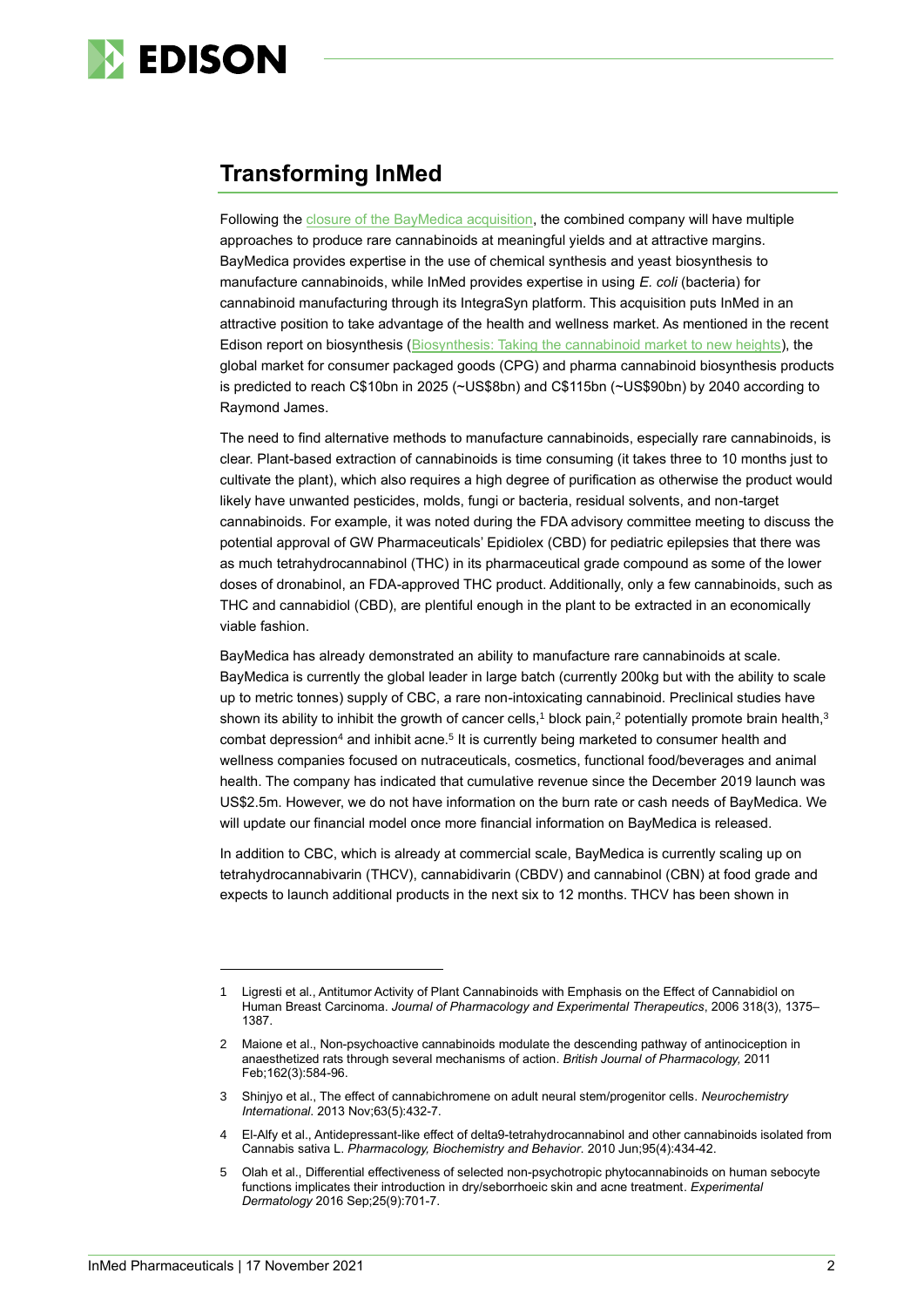## Transforming InMed

Following the closure of the BayMedica acquisition, the combined company will have multiple approaches to produce rare cannabinoids at meaningful yields and at attractive margins. BayMedica provides expertise in the use of chemical synthesis and yeast biosynthesis to manufacture cannabinoids, while InMed provides expertise in using *E. coli* (bacteria) for cannabinoid manufacturing through its IntegraSyn platform. This acquisition puts InMed in an attractive position to take advantage of the health and wellness market. As mentioned in the recent Edison report on biosynthesis (Biosynthesis: Taking the cannabinoid market to new heights), the global market for consumer packaged goods (CPG) and pharma cannabinoid biosynthesis products is predicted to reach C$10bn in 2025 (~US$8bn) and C$115bn (~US$90bn) by 2040 according to Raymond James.

The need to find alternative methods to manufacture cannabinoids, especially rare cannabinoids, is clear. Plant-based extraction of cannabinoids is time consuming (it takes three to 10 months just to cultivate the plant), which also requires a high degree of purification as otherwise the product would likely have unwanted pesticides, molds, fungi or bacteria, residual solvents, and non-target cannabinoids. For example, it was noted during the FDA advisory committee meeting to discuss the potential approval of GW Pharmaceuticals' Epidiolex (CBD) for pediatric epilepsies that there was as much tetrahydrocannabinol (THC) in its pharmaceutical grade compound as some of the lower doses of dronabinol, an FDA-approved THC product. Additionally, only a few cannabinoids, such as THC and cannabidiol (CBD), are plentiful enough in the plant to be extracted in an economically viable fashion.

BayMedica has already demonstrated an ability to manufacture rare cannabinoids at scale. BayMedica is currently the global leader in large batch (currently 200kg but with the ability to scale up to metric tonnes) supply of CBC, a rare non-intoxicating cannabinoid. Preclinical studies have shown its ability to inhibit the growth of cancer cells,[1] block pain,[2] potentially promote brain health,[3] combat depression[4] and inhibit acne.[5] It is currently being marketed to consumer health and wellness companies focused on nutraceuticals, cosmetics, functional food/beverages and animal health. The company has indicated that cumulative revenue since the December 2019 launch was US$2.5m. However, we do not have information on the burn rate or cash needs of BayMedica. We will update our financial model once more financial information on BayMedica is released.

In addition to CBC, which is already at commercial scale, BayMedica is currently scaling up on tetrahydrocannabivarin (THCV), cannabidivarin (CBDV) and cannabinol (CBN) at food grade and expects to launch additional products in the next six to 12 months. THCV has been shown in

---

1 Ligresti et al., Antitumor Activity of Plant Cannabinoids with Emphasis on the Effect of Cannabidiol on Human Breast Carcinoma. *Journal of Pharmacology and Experimental Therapeutics*, 2006 318(3), 1375–1387.

2 Maione et al., Non-psychoactive cannabinoids modulate the descending pathway of antinociception in anaesthetized rats through several mechanisms of action. *British Journal of Pharmacology,* 2011 Feb;162(3):584-96.

3 Shinjyo et al., The effect of cannabichromene on adult neural stem/progenitor cells. *Neurochemistry International*. 2013 Nov;63(5):432-7.

4 El-Alfy et al., Antidepressant-like effect of delta9-tetrahydrocannabinol and other cannabinoids isolated from Cannabis sativa L. *Pharmacology, Biochemistry and Behavior*. 2010 Jun;95(4):434-42.

5 Olah et al., Differential effectiveness of selected non-psychotropic phytocannabinoids on human sebocyte functions implicates their introduction in dry/seborrhoeic skin and acne treatment. *Experimental Dermatology* 2016 Sep;25(9):701-7.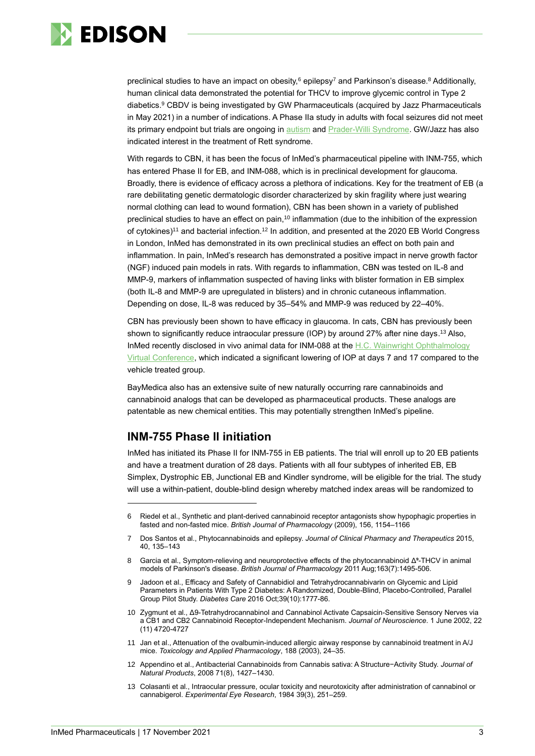preclinical studies to have an impact on obesity,[6] epilepsy[7] and Parkinson's disease.[8] Additionally, human clinical data demonstrated the potential for THCV to improve glycemic control in Type 2 diabetics.[9] CBDV is being investigated by GW Pharmaceuticals (acquired by Jazz Pharmaceuticals in May 2021) in a number of indications. A Phase IIa study in adults with focal seizures did not meet its primary endpoint but trials are ongoing in autism and Prader-Willi Syndrome. GW/Jazz has also indicated interest in the treatment of Rett syndrome.

With regards to CBN, it has been the focus of InMed's pharmaceutical pipeline with INM-755, which has entered Phase II for EB, and INM-088, which is in preclinical development for glaucoma. Broadly, there is evidence of efficacy across a plethora of indications. Key for the treatment of EB (a rare debilitating genetic dermatologic disorder characterized by skin fragility where just wearing normal clothing can lead to wound formation), CBN has been shown in a variety of published preclinical studies to have an effect on pain,[10] inflammation (due to the inhibition of the expression of cytokines)[11] and bacterial infection.[12] In addition, and presented at the 2020 EB World Congress in London, InMed has demonstrated in its own preclinical studies an effect on both pain and inflammation. In pain, InMed's research has demonstrated a positive impact in nerve growth factor (NGF) induced pain models in rats. With regards to inflammation, CBN was tested on IL-8 and MMP-9, markers of inflammation suspected of having links with blister formation in EB simplex (both IL-8 and MMP-9 are upregulated in blisters) and in chronic cutaneous inflammation. Depending on dose, IL-8 was reduced by 35–54% and MMP-9 was reduced by 22–40%.

CBN has previously been shown to have efficacy in glaucoma. In cats, CBN has previously been shown to significantly reduce intraocular pressure (IOP) by around 27% after nine days.[13] Also, InMed recently disclosed in vivo animal data for INM-088 at the H.C. Wainwright Ophthalmology Virtual Conference, which indicated a significant lowering of IOP at days 7 and 17 compared to the vehicle treated group.

BayMedica also has an extensive suite of new naturally occurring rare cannabinoids and cannabinoid analogs that can be developed as pharmaceutical products. These analogs are patentable as new chemical entities. This may potentially strengthen InMed's pipeline.

## INM-755 Phase II initiation

InMed has initiated its Phase II for INM-755 in EB patients. The trial will enroll up to 20 EB patients and have a treatment duration of 28 days. Patients with all four subtypes of inherited EB, EB Simplex, Dystrophic EB, Junctional EB and Kindler syndrome, will be eligible for the trial. The study will use a within-patient, double-blind design whereby matched index areas will be randomized to

---

6 Riedel et al., Synthetic and plant-derived cannabinoid receptor antagonists show hypophagic properties in fasted and non-fasted mice. *British Journal of Pharmacology* (2009), 156, 1154–1166

7 Dos Santos et al., Phytocannabinoids and epilepsy. *Journal of Clinical Pharmacy and Therapeutics* 2015, 40, 135–143

8 Garcia et al., Symptom-relieving and neuroprotective effects of the phytocannabinoid $\Delta^9$-THCV in animal models of Parkinson's disease. *British Journal of Pharmacology* 2011 Aug;163(7):1495-506.

9 Jadoon et al., Efficacy and Safety of Cannabidiol and Tetrahydrocannabivarin on Glycemic and Lipid Parameters in Patients With Type 2 Diabetes: A Randomized, Double-Blind, Placebo-Controlled, Parallel Group Pilot Study. *Diabetes Care* 2016 Oct;39(10):1777-86.

10 Zygmunt et al., Δ9-Tetrahydrocannabinol and Cannabinol Activate Capsaicin-Sensitive Sensory Nerves via a CB1 and CB2 Cannabinoid Receptor-Independent Mechanism. *Journal of Neuroscience*. 1 June 2002, 22 (11) 4720-4727

11 Jan et al., Attenuation of the ovalbumin-induced allergic airway response by cannabinoid treatment in A/J mice. *Toxicology and Applied Pharmacology*, 188 (2003), 24–35.

12 Appendino et al., Antibacterial Cannabinoids from Cannabis sativa: A Structure−Activity Study. *Journal of Natural Products*, 2008 71(8), 1427–1430.

13 Colasanti et al., Intraocular pressure, ocular toxicity and neurotoxicity after administration of cannabinol or cannabigerol. *Experimental Eye Research*, 1984 39(3), 251–259.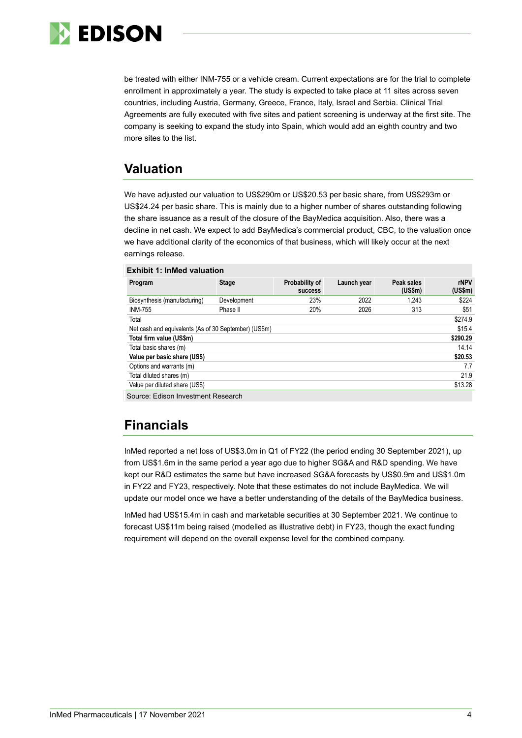be treated with either INM-755 or a vehicle cream. Current expectations are for the trial to complete enrollment in approximately a year. The study is expected to take place at 11 sites across seven countries, including Austria, Germany, Greece, France, Italy, Israel and Serbia. Clinical Trial Agreements are fully executed with five sites and patient screening is underway at the first site. The company is seeking to expand the study into Spain, which would add an eighth country and two more sites to the list.

## Valuation

We have adjusted our valuation to US$290m or US$20.53 per basic share, from US$293m or US$24.24 per basic share. This is mainly due to a higher number of shares outstanding following the share issuance as a result of the closure of the BayMedica acquisition. Also, there was a decline in net cash. We expect to add BayMedica's commercial product, CBC, to the valuation once we have additional clarity of the economics of that business, which will likely occur at the next earnings release.

**Exhibit 1: InMed valuation**

| Program | Stage | Probability of success | Launch year | Peak sales (US$m) | rNPV (US$m) |
|---|---|---|---|---|---|
| Biosynthesis (manufacturing) | Development | 23% | 2022 | 1,243 | $224 |
| INM-755 | Phase II | 20% | 2026 | 313 | $51 |
| Total | | | | | $274.9 |
| Net cash and equivalents (As of 30 September) (US$m) | | | | | $15.4 |
| **Total firm value (US$m)** | | | | | **$290.29** |
| Total basic shares (m) | | | | | 14.14 |
| **Value per basic share (US$)** | | | | | **$20.53** |
| Options and warrants (m) | | | | | 7.7 |
| Total diluted shares (m) | | | | | 21.9 |
| Value per diluted share (US$) | | | | | $13.28 |

Source: Edison Investment Research

## Financials

InMed reported a net loss of US$3.0m in Q1 of FY22 (the period ending 30 September 2021), up from US$1.6m in the same period a year ago due to higher SG&A and R&D spending. We have kept our R&D estimates the same but have increased SG&A forecasts by US$0.9m and US$1.0m in FY22 and FY23, respectively. Note that these estimates do not include BayMedica. We will update our model once we have a better understanding of the details of the BayMedica business.

InMed had US$15.4m in cash and marketable securities at 30 September 2021. We continue to forecast US$11m being raised (modelled as illustrative debt) in FY23, though the exact funding requirement will depend on the overall expense level for the combined company.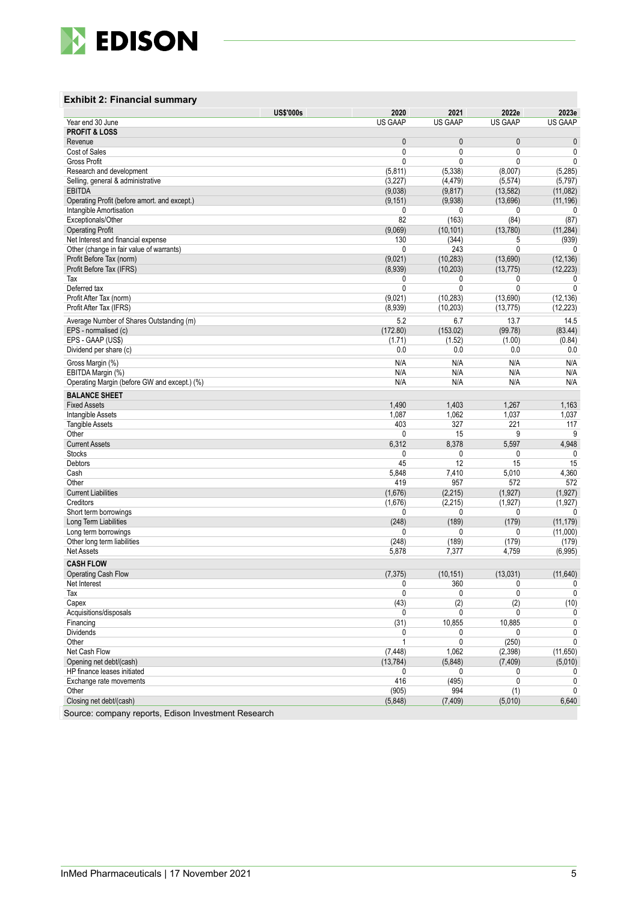### Exhibit 2: Financial summary

| US$'000s | 2020 | 2021 | 2022e | 2023e |
|---|---|---|---|---|
| Year end 30 June | US GAAP | US GAAP | US GAAP | US GAAP |
| **PROFIT & LOSS** | | | | |
| Revenue | 0 | 0 | 0 | 0 |
| Cost of Sales | 0 | 0 | 0 | 0 |
| Gross Profit | 0 | 0 | 0 | 0 |
| Research and development | (5,811) | (5,338) | (8,007) | (5,285) |
| Selling, general & administrative | (3,227) | (4,479) | (5,574) | (5,797) |
| EBITDA | (9,038) | (9,817) | (13,582) | (11,082) |
| Operating Profit (before amort. and except.) | (9,151) | (9,938) | (13,696) | (11,196) |
| Intangible Amortisation | 0 | 0 | 0 | 0 |
| Exceptionals/Other | 82 | (163) | (84) | (87) |
| Operating Profit | (9,069) | (10,101) | (13,780) | (11,284) |
| Net Interest and financial expense | 130 | (344) | 5 | (939) |
| Other (change in fair value of warrants) | 0 | 243 | 0 | 0 |
| Profit Before Tax (norm) | (9,021) | (10,283) | (13,690) | (12,136) |
| Profit Before Tax (IFRS) | (8,939) | (10,203) | (13,775) | (12,223) |
| Tax | 0 | 0 | 0 | 0 |
| Deferred tax | 0 | 0 | 0 | 0 |
| Profit After Tax (norm) | (9,021) | (10,283) | (13,690) | (12,136) |
| Profit After Tax (IFRS) | (8,939) | (10,203) | (13,775) | (12,223) |
| Average Number of Shares Outstanding (m) | 5.2 | 6.7 | 13.7 | 14.5 |
| EPS - normalised (c) | (172.80) | (153.02) | (99.78) | (83.44) |
| EPS - GAAP (US$) | (1.71) | (1.52) | (1.00) | (0.84) |
| Dividend per share (c) | 0.0 | 0.0 | 0.0 | 0.0 |
| Gross Margin (%) | N/A | N/A | N/A | N/A |
| EBITDA Margin (%) | N/A | N/A | N/A | N/A |
| Operating Margin (before GW and except.) (%) | N/A | N/A | N/A | N/A |
| **BALANCE SHEET** | | | | |
| Fixed Assets | 1,490 | 1,403 | 1,267 | 1,163 |
| Intangible Assets | 1,087 | 1,062 | 1,037 | 1,037 |
| Tangible Assets | 403 | 327 | 221 | 117 |
| Other | 0 | 15 | 9 | 9 |
| Current Assets | 6,312 | 8,378 | 5,597 | 4,948 |
| Stocks | 0 | 0 | 0 | 0 |
| Debtors | 45 | 12 | 15 | 15 |
| Cash | 5,848 | 7,410 | 5,010 | 4,360 |
| Other | 419 | 957 | 572 | 572 |
| Current Liabilities | (1,676) | (2,215) | (1,927) | (1,927) |
| Creditors | (1,676) | (2,215) | (1,927) | (1,927) |
| Short term borrowings | 0 | 0 | 0 | 0 |
| Long Term Liabilities | (248) | (189) | (179) | (11,179) |
| Long term borrowings | 0 | 0 | 0 | (11,000) |
| Other long term liabilities | (248) | (189) | (179) | (179) |
| Net Assets | 5,878 | 7,377 | 4,759 | (6,995) |
| **CASH FLOW** | | | | |
| Operating Cash Flow | (7,375) | (10,151) | (13,031) | (11,640) |
| Net Interest | 0 | 360 | 0 | 0 |
| Tax | 0 | 0 | 0 | 0 |
| Capex | (43) | (2) | (2) | (10) |
| Acquisitions/disposals | 0 | 0 | 0 | 0 |
| Financing | (31) | 10,855 | 10,885 | 0 |
| Dividends | 0 | 0 | 0 | 0 |
| Other | 1 | 0 | (250) | 0 |
| Net Cash Flow | (7,448) | 1,062 | (2,398) | (11,650) |
| Opening net debt/(cash) | (13,784) | (5,848) | (7,409) | (5,010) |
| HP finance leases initiated | 0 | 0 | 0 | 0 |
| Exchange rate movements | 416 | (495) | 0 | 0 |
| Other | (905) | 994 | (1) | 0 |
| Closing net debt/(cash) | (5,848) | (7,409) | (5,010) | 6,640 |

Source: company reports, Edison Investment Research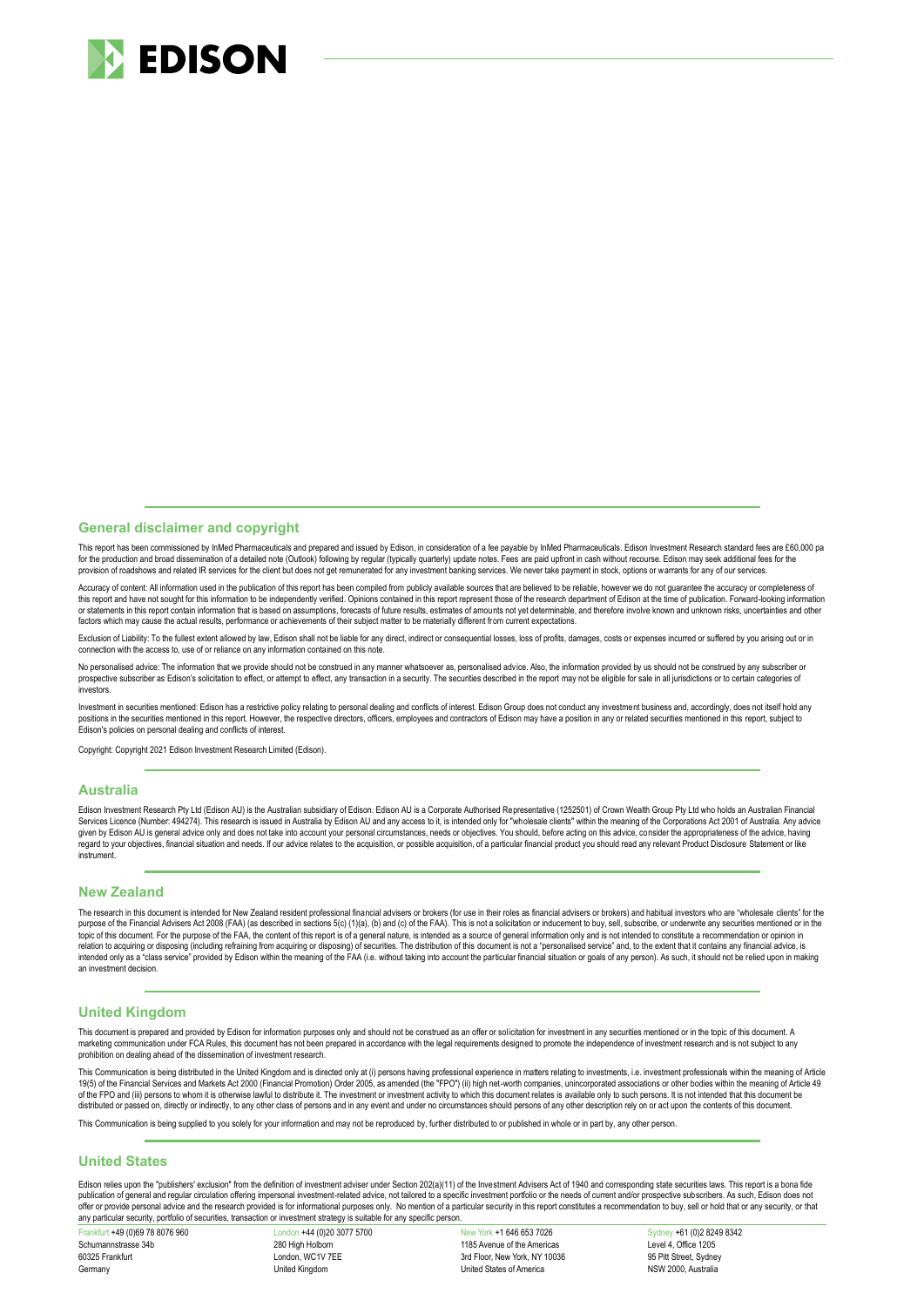## General disclaimer and copyright

This report has been commissioned by InMed Pharmaceuticals and prepared and issued by Edison, in consideration of a fee payable by InMed Pharmaceuticals. Edison Investment Research standard fees are £60,000 pa for the production and broad dissemination of a detailed note (Outlook) following by regular (typically quarterly) update notes. Fees are paid upfront in cash without recourse. Edison may seek additional fees for the provision of roadshows and related IR services for the client but does not get remunerated for any investment banking services. We never take payment in stock, options or warrants for any of our services.

Accuracy of content: All information used in the publication of this report has been compiled from publicly available sources that are believed to be reliable, however we do not guarantee the accuracy or completeness of this report and have not sought for this information to be independently verified. Opinions contained in this report represent those of the research department of Edison at the time of publication. Forward-looking information or statements in this report contain information that is based on assumptions, forecasts of future results, estimates of amounts not yet determinable, and therefore involve known and unknown risks, uncertainties and other factors which may cause the actual results, performance or achievements of their subject matter to be materially different from current expectations.

Exclusion of Liability: To the fullest extent allowed by law, Edison shall not be liable for any direct, indirect or consequential losses, loss of profits, damages, costs or expenses incurred or suffered by you arising out or in connection with the access to, use of or reliance on any information contained on this note.

No personalised advice: The information that we provide should not be construed in any manner whatsoever as, personalised advice. Also, the information provided by us should not be construed by any subscriber or prospective subscriber as Edison's solicitation to effect, or attempt to effect, any transaction in a security. The securities described in the report may not be eligible for sale in all jurisdictions or to certain categories of investors.

Investment in securities mentioned: Edison has a restrictive policy relating to personal dealing and conflicts of interest. Edison Group does not conduct any investment business and, accordingly, does not itself hold any positions in the securities mentioned in this report. However, the respective directors, officers, employees and contractors of Edison may have a position in any or related securities mentioned in this report, subject to Edison's policies on personal dealing and conflicts of interest.

Copyright: Copyright 2021 Edison Investment Research Limited (Edison).

## Australia

Edison Investment Research Pty Ltd (Edison AU) is the Australian subsidiary of Edison. Edison AU is a Corporate Authorised Representative (1252501) of Crown Wealth Group Pty Ltd who holds an Australian Financial Services Licence (Number: 494274). This research is issued in Australia by Edison AU and any access to it, is intended only for "wholesale clients" within the meaning of the Corporations Act 2001 of Australia. Any advice given by Edison AU is general advice only and does not take into account your personal circumstances, needs or objectives. You should, before acting on this advice, consider the appropriateness of the advice, having regard to your objectives, financial situation and needs. If our advice relates to the acquisition, or possible acquisition, of a particular financial product you should read any relevant Product Disclosure Statement or like instrument.

## New Zealand

The research in this document is intended for New Zealand resident professional financial advisers or brokers (for use in their roles as financial advisers or brokers) and habitual investors who are "wholesale clients" for the purpose of the Financial Advisers Act 2008 (FAA) (as described in sections 5(c) (1)(a), (b) and (c) of the FAA). This is not a solicitation or inducement to buy, sell, subscribe, or underwrite any securities mentioned or in the topic of this document. For the purpose of the FAA, the content of this report is of a general nature, is intended as a source of general information only and is not intended to constitute a recommendation or opinion in relation to acquiring or disposing (including refraining from acquiring or disposing) of securities. The distribution of this document is not a "personalised service" and, to the extent that it contains any financial advice, is intended only as a "class service" provided by Edison within the meaning of the FAA (i.e. without taking into account the particular financial situation or goals of any person). As such, it should not be relied upon in making an investment decision.

## United Kingdom

This document is prepared and provided by Edison for information purposes only and should not be construed as an offer or solicitation for investment in any securities mentioned or in the topic of this document. A marketing communication under FCA Rules, this document has not been prepared in accordance with the legal requirements designed to promote the independence of investment research and is not subject to any prohibition on dealing ahead of the dissemination of investment research.

This Communication is being distributed in the United Kingdom and is directed only at (i) persons having professional experience in matters relating to investments, i.e. investment professionals within the meaning of Article 19(5) of the Financial Services and Markets Act 2000 (Financial Promotion) Order 2005, as amended (the "FPO") (ii) high net-worth companies, unincorporated associations or other bodies within the meaning of Article 49 of the FPO and (iii) persons to whom it is otherwise lawful to distribute it. The investment or investment activity to which this document relates is available only to such persons. It is not intended that this document be distributed or passed on, directly or indirectly, to any other class of persons and in any event and under no circumstances should persons of any other description rely on or act upon the contents of this document.

This Communication is being supplied to you solely for your information and may not be reproduced by, further distributed to or published in whole or in part by, any other person.

## United States

Edison relies upon the "publishers' exclusion" from the definition of investment adviser under Section 202(a)(11) of the Investment Advisers Act of 1940 and corresponding state securities laws. This report is a bona fide publication of general and regular circulation offering impersonal investment-related advice, not tailored to a specific investment portfolio or the needs of current and/or prospective subscribers. As such, Edison does not offer or provide personal advice and the research provided is for informational purposes only. No mention of a particular security in this report constitutes a recommendation to buy, sell or hold that or any security, or that any particular security, portfolio of securities, transaction or investment strategy is suitable for any specific person.

Frankfurt +49 (0)69 78 8076 960
Schumannstrasse 34b
60325 Frankfurt
Germany

London +44 (0)20 3077 5700
280 High Holborn
London, WC1V 7EE
United Kingdom

New York +1 646 653 7026
1185 Avenue of the Americas
3rd Floor, New York, NY 10036
United States of America

Sydney +61 (0)2 8249 8342
Level 4, Office 1205
95 Pitt Street, Sydney
NSW 2000, Australia